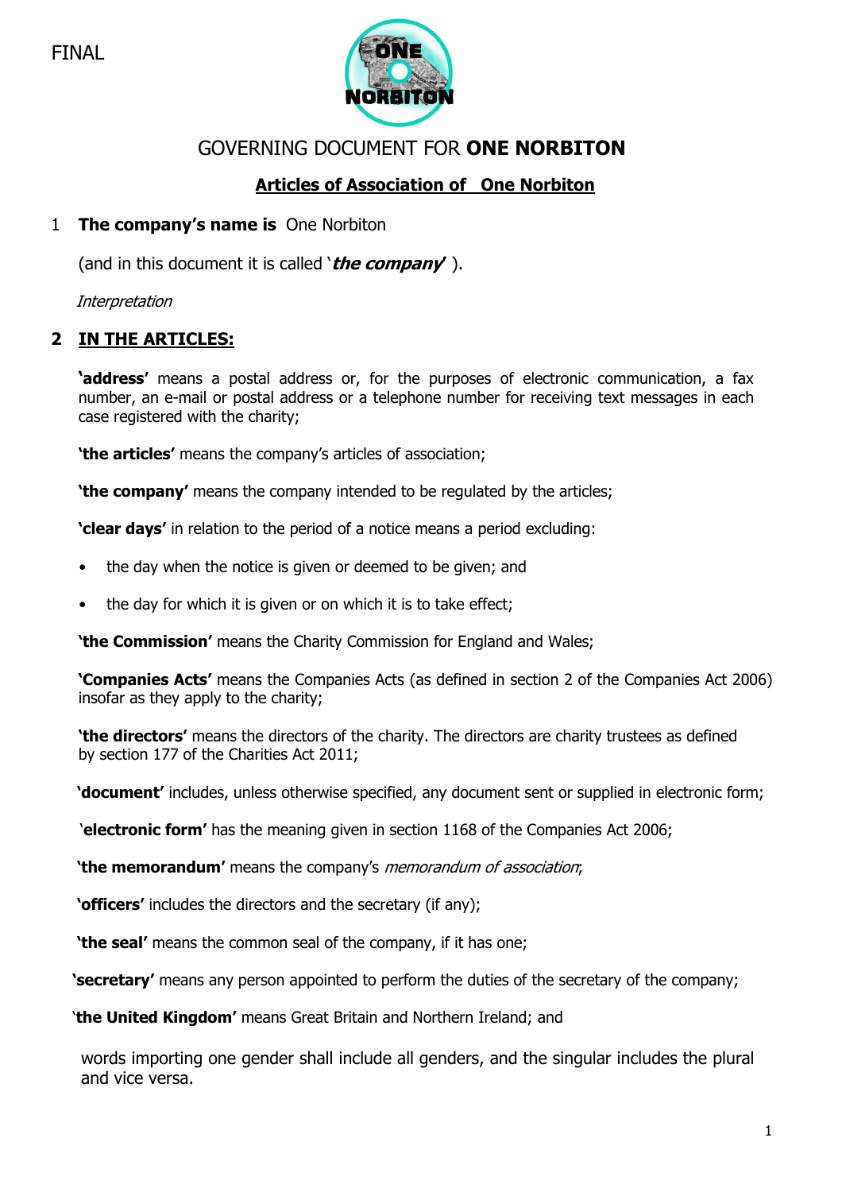FINAL

# GOVERNING DOCUMENT FOR **ONE NORBITON**

## Articles of Association of One Norbiton

1 **The company's name is** One Norbiton

(and in this document it is called '***the company***' ).

*Interpretation*

## 2 IN THE ARTICLES:

**'address'** means a postal address or, for the purposes of electronic communication, a fax number, an e-mail or postal address or a telephone number for receiving text messages in each case registered with the charity;

**'the articles'** means the company's articles of association;

**'the company'** means the company intended to be regulated by the articles;

**'clear days'** in relation to the period of a notice means a period excluding:

- the day when the notice is given or deemed to be given; and
- the day for which it is given or on which it is to take effect;

**'the Commission'** means the Charity Commission for England and Wales;

**'Companies Acts'** means the Companies Acts (as defined in section 2 of the Companies Act 2006) insofar as they apply to the charity;

**'the directors'** means the directors of the charity. The directors are charity trustees as defined by section 177 of the Charities Act 2011;

**'document'** includes, unless otherwise specified, any document sent or supplied in electronic form;

**'electronic form'** has the meaning given in section 1168 of the Companies Act 2006;

**'the memorandum'** means the company's *memorandum of association*;

**'officers'** includes the directors and the secretary (if any);

**'the seal'** means the common seal of the company, if it has one;

**'secretary'** means any person appointed to perform the duties of the secretary of the company;

**'the United Kingdom'** means Great Britain and Northern Ireland; and

words importing one gender shall include all genders, and the singular includes the plural and vice versa.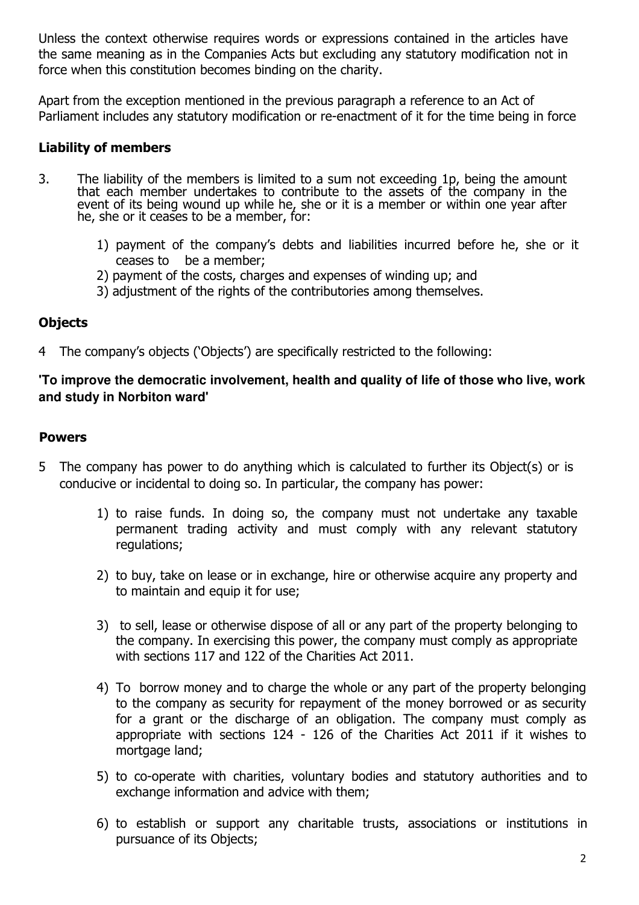Unless the context otherwise requires words or expressions contained in the articles have the same meaning as in the Companies Acts but excluding any statutory modification not in force when this constitution becomes binding on the charity.

Apart from the exception mentioned in the previous paragraph a reference to an Act of Parliament includes any statutory modification or re-enactment of it for the time being in force

## Liability of members

3. The liability of the members is limited to a sum not exceeding 1p, being the amount that each member undertakes to contribute to the assets of the company in the event of its being wound up while he, she or it is a member or within one year after he, she or it ceases to be a member, for:

   1) payment of the company's debts and liabilities incurred before he, she or it ceases to be a member;
   2) payment of the costs, charges and expenses of winding up; and
   3) adjustment of the rights of the contributories among themselves.

## Objects

4 The company's objects ('Objects') are specifically restricted to the following:

**'To improve the democratic involvement, health and quality of life of those who live, work and study in Norbiton ward'**

## Powers

5 The company has power to do anything which is calculated to further its Object(s) or is conducive or incidental to doing so. In particular, the company has power:

   1) to raise funds. In doing so, the company must not undertake any taxable permanent trading activity and must comply with any relevant statutory regulations;

   2) to buy, take on lease or in exchange, hire or otherwise acquire any property and to maintain and equip it for use;

   3) to sell, lease or otherwise dispose of all or any part of the property belonging to the company. In exercising this power, the company must comply as appropriate with sections 117 and 122 of the Charities Act 2011.

   4) To borrow money and to charge the whole or any part of the property belonging to the company as security for repayment of the money borrowed or as security for a grant or the discharge of an obligation. The company must comply as appropriate with sections 124 - 126 of the Charities Act 2011 if it wishes to mortgage land;

   5) to co-operate with charities, voluntary bodies and statutory authorities and to exchange information and advice with them;

   6) to establish or support any charitable trusts, associations or institutions in pursuance of its Objects;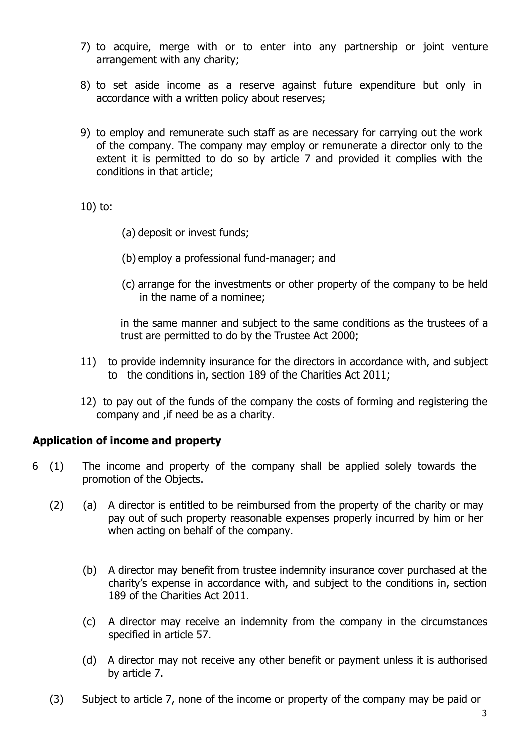7) to acquire, merge with or to enter into any partnership or joint venture arrangement with any charity;

8) to set aside income as a reserve against future expenditure but only in accordance with a written policy about reserves;

9) to employ and remunerate such staff as are necessary for carrying out the work of the company. The company may employ or remunerate a director only to the extent it is permitted to do so by article 7 and provided it complies with the conditions in that article;

10) to:

   (a) deposit or invest funds;

   (b) employ a professional fund-manager; and

   (c) arrange for the investments or other property of the company to be held in the name of a nominee;

   in the same manner and subject to the same conditions as the trustees of a trust are permitted to do by the Trustee Act 2000;

11) to provide indemnity insurance for the directors in accordance with, and subject to the conditions in, section 189 of the Charities Act 2011;

12) to pay out of the funds of the company the costs of forming and registering the company and ,if need be as a charity.

## Application of income and property

6 (1) The income and property of the company shall be applied solely towards the promotion of the Objects.

(2) (a) A director is entitled to be reimbursed from the property of the charity or may pay out of such property reasonable expenses properly incurred by him or her when acting on behalf of the company.

(b) A director may benefit from trustee indemnity insurance cover purchased at the charity's expense in accordance with, and subject to the conditions in, section 189 of the Charities Act 2011.

(c) A director may receive an indemnity from the company in the circumstances specified in article 57.

(d) A director may not receive any other benefit or payment unless it is authorised by article 7.

(3) Subject to article 7, none of the income or property of the company may be paid or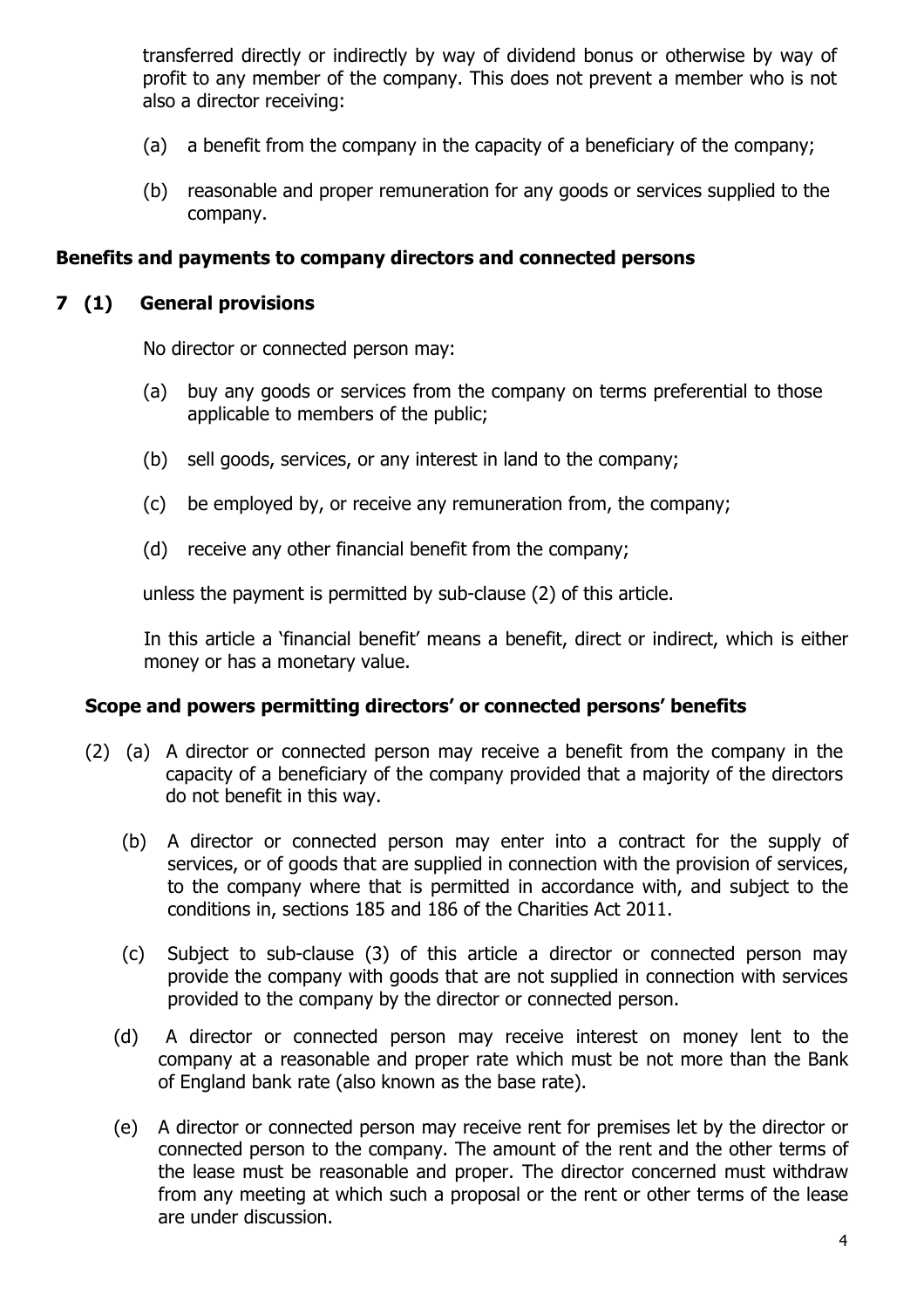transferred directly or indirectly by way of dividend bonus or otherwise by way of profit to any member of the company. This does not prevent a member who is not also a director receiving:

(a) a benefit from the company in the capacity of a beneficiary of the company;

(b) reasonable and proper remuneration for any goods or services supplied to the company.

**Benefits and payments to company directors and connected persons**

**7 (1) General provisions**

No director or connected person may:

(a) buy any goods or services from the company on terms preferential to those applicable to members of the public;

(b) sell goods, services, or any interest in land to the company;

(c) be employed by, or receive any remuneration from, the company;

(d) receive any other financial benefit from the company;

unless the payment is permitted by sub-clause (2) of this article.

In this article a 'financial benefit' means a benefit, direct or indirect, which is either money or has a monetary value.

**Scope and powers permitting directors' or connected persons' benefits**

(2) (a) A director or connected person may receive a benefit from the company in the capacity of a beneficiary of the company provided that a majority of the directors do not benefit in this way.

(b) A director or connected person may enter into a contract for the supply of services, or of goods that are supplied in connection with the provision of services, to the company where that is permitted in accordance with, and subject to the conditions in, sections 185 and 186 of the Charities Act 2011.

(c) Subject to sub-clause (3) of this article a director or connected person may provide the company with goods that are not supplied in connection with services provided to the company by the director or connected person.

(d) A director or connected person may receive interest on money lent to the company at a reasonable and proper rate which must be not more than the Bank of England bank rate (also known as the base rate).

(e) A director or connected person may receive rent for premises let by the director or connected person to the company. The amount of the rent and the other terms of the lease must be reasonable and proper. The director concerned must withdraw from any meeting at which such a proposal or the rent or other terms of the lease are under discussion.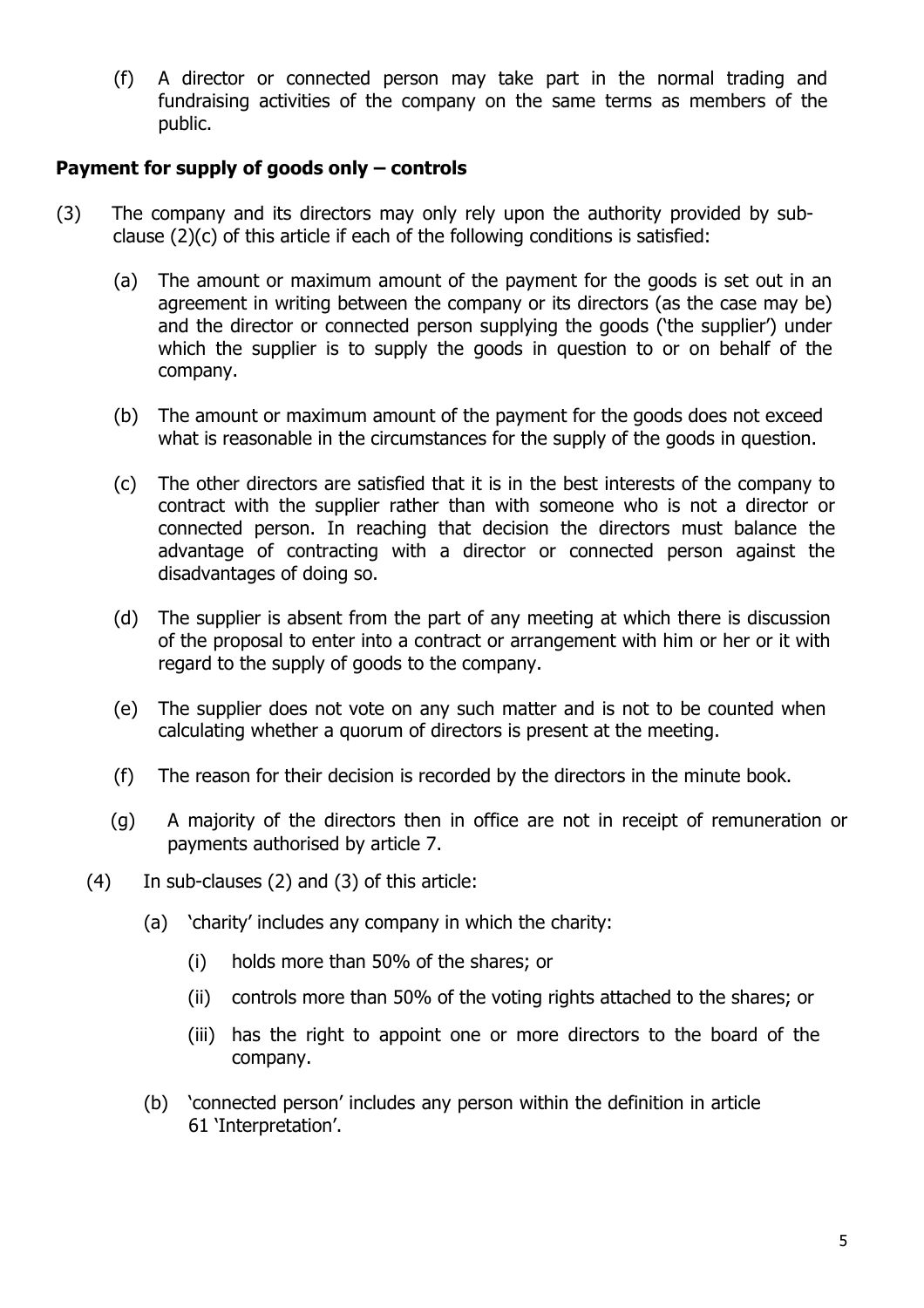(f) A director or connected person may take part in the normal trading and fundraising activities of the company on the same terms as members of the public.

**Payment for supply of goods only – controls**

(3) The company and its directors may only rely upon the authority provided by sub-clause (2)(c) of this article if each of the following conditions is satisfied:

(a) The amount or maximum amount of the payment for the goods is set out in an agreement in writing between the company or its directors (as the case may be) and the director or connected person supplying the goods ('the supplier') under which the supplier is to supply the goods in question to or on behalf of the company.

(b) The amount or maximum amount of the payment for the goods does not exceed what is reasonable in the circumstances for the supply of the goods in question.

(c) The other directors are satisfied that it is in the best interests of the company to contract with the supplier rather than with someone who is not a director or connected person. In reaching that decision the directors must balance the advantage of contracting with a director or connected person against the disadvantages of doing so.

(d) The supplier is absent from the part of any meeting at which there is discussion of the proposal to enter into a contract or arrangement with him or her or it with regard to the supply of goods to the company.

(e) The supplier does not vote on any such matter and is not to be counted when calculating whether a quorum of directors is present at the meeting.

(f) The reason for their decision is recorded by the directors in the minute book.

(g) A majority of the directors then in office are not in receipt of remuneration or payments authorised by article 7.

(4) In sub-clauses (2) and (3) of this article:

(a) 'charity' includes any company in which the charity:

(i) holds more than 50% of the shares; or

(ii) controls more than 50% of the voting rights attached to the shares; or

(iii) has the right to appoint one or more directors to the board of the company.

(b) 'connected person' includes any person within the definition in article 61 'Interpretation'.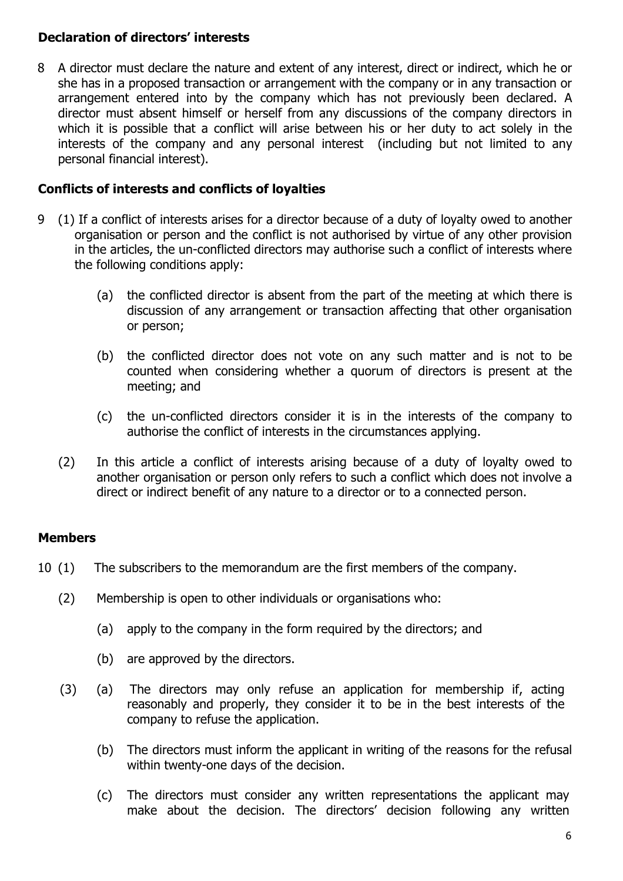**Declaration of directors' interests**

8 A director must declare the nature and extent of any interest, direct or indirect, which he or she has in a proposed transaction or arrangement with the company or in any transaction or arrangement entered into by the company which has not previously been declared. A director must absent himself or herself from any discussions of the company directors in which it is possible that a conflict will arise between his or her duty to act solely in the interests of the company and any personal interest (including but not limited to any personal financial interest).

**Conflicts of interests and conflicts of loyalties**

9 (1) If a conflict of interests arises for a director because of a duty of loyalty owed to another organisation or person and the conflict is not authorised by virtue of any other provision in the articles, the un-conflicted directors may authorise such a conflict of interests where the following conditions apply:

   (a) the conflicted director is absent from the part of the meeting at which there is discussion of any arrangement or transaction affecting that other organisation or person;

   (b) the conflicted director does not vote on any such matter and is not to be counted when considering whether a quorum of directors is present at the meeting; and

   (c) the un-conflicted directors consider it is in the interests of the company to authorise the conflict of interests in the circumstances applying.

(2) In this article a conflict of interests arising because of a duty of loyalty owed to another organisation or person only refers to such a conflict which does not involve a direct or indirect benefit of any nature to a director or to a connected person.

**Members**

10 (1) The subscribers to the memorandum are the first members of the company.

(2) Membership is open to other individuals or organisations who:

   (a) apply to the company in the form required by the directors; and

   (b) are approved by the directors.

(3) (a) The directors may only refuse an application for membership if, acting reasonably and properly, they consider it to be in the best interests of the company to refuse the application.

   (b) The directors must inform the applicant in writing of the reasons for the refusal within twenty-one days of the decision.

   (c) The directors must consider any written representations the applicant may make about the decision. The directors' decision following any written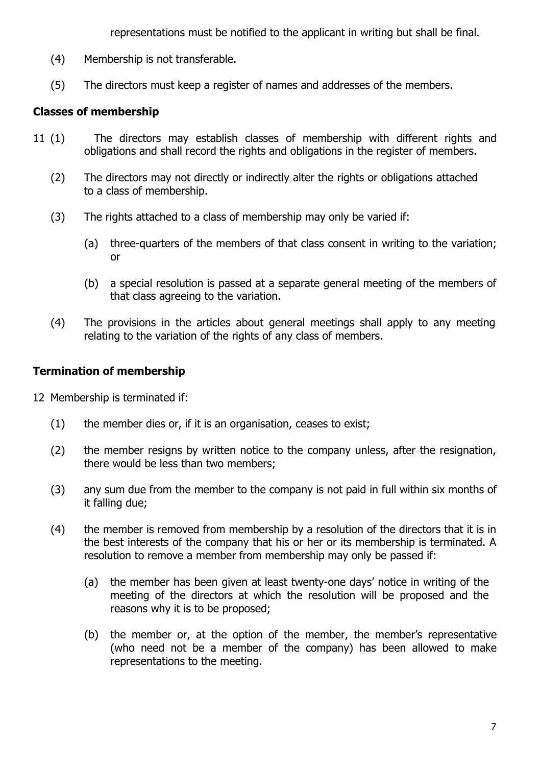representations must be notified to the applicant in writing but shall be final.

(4) Membership is not transferable.

(5) The directors must keep a register of names and addresses of the members.

**Classes of membership**

11 (1) The directors may establish classes of membership with different rights and obligations and shall record the rights and obligations in the register of members.

(2) The directors may not directly or indirectly alter the rights or obligations attached to a class of membership.

(3) The rights attached to a class of membership may only be varied if:

(a) three-quarters of the members of that class consent in writing to the variation; or

(b) a special resolution is passed at a separate general meeting of the members of that class agreeing to the variation.

(4) The provisions in the articles about general meetings shall apply to any meeting relating to the variation of the rights of any class of members.

**Termination of membership**

12 Membership is terminated if:

(1) the member dies or, if it is an organisation, ceases to exist;

(2) the member resigns by written notice to the company unless, after the resignation, there would be less than two members;

(3) any sum due from the member to the company is not paid in full within six months of it falling due;

(4) the member is removed from membership by a resolution of the directors that it is in the best interests of the company that his or her or its membership is terminated. A resolution to remove a member from membership may only be passed if:

(a) the member has been given at least twenty-one days' notice in writing of the meeting of the directors at which the resolution will be proposed and the reasons why it is to be proposed;

(b) the member or, at the option of the member, the member's representative (who need not be a member of the company) has been allowed to make representations to the meeting.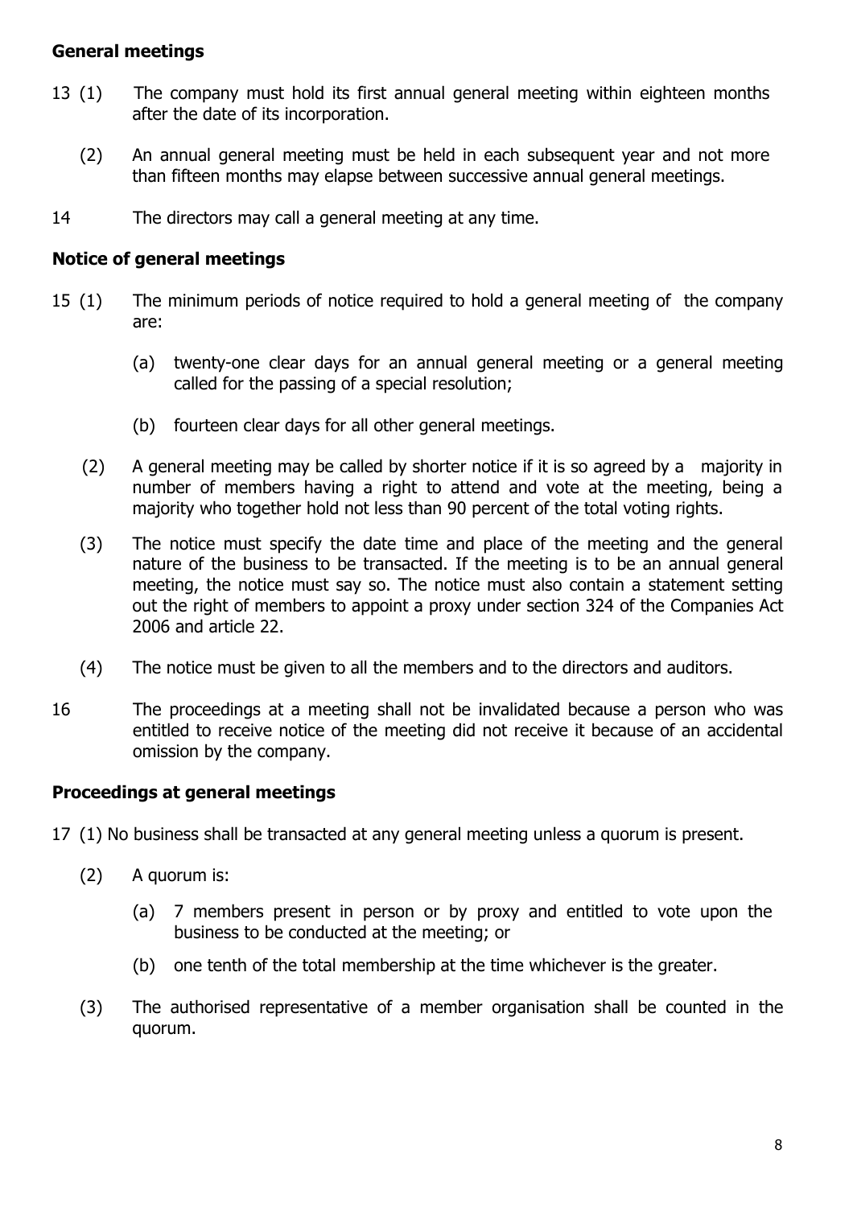## General meetings

13 (1) The company must hold its first annual general meeting within eighteen months after the date of its incorporation.

(2) An annual general meeting must be held in each subsequent year and not more than fifteen months may elapse between successive annual general meetings.

14 The directors may call a general meeting at any time.

## Notice of general meetings

15 (1) The minimum periods of notice required to hold a general meeting of the company are:

(a) twenty-one clear days for an annual general meeting or a general meeting called for the passing of a special resolution;

(b) fourteen clear days for all other general meetings.

(2) A general meeting may be called by shorter notice if it is so agreed by a majority in number of members having a right to attend and vote at the meeting, being a majority who together hold not less than 90 percent of the total voting rights.

(3) The notice must specify the date time and place of the meeting and the general nature of the business to be transacted. If the meeting is to be an annual general meeting, the notice must say so. The notice must also contain a statement setting out the right of members to appoint a proxy under section 324 of the Companies Act 2006 and article 22.

(4) The notice must be given to all the members and to the directors and auditors.

16 The proceedings at a meeting shall not be invalidated because a person who was entitled to receive notice of the meeting did not receive it because of an accidental omission by the company.

## Proceedings at general meetings

17 (1) No business shall be transacted at any general meeting unless a quorum is present.

(2) A quorum is:

(a) 7 members present in person or by proxy and entitled to vote upon the business to be conducted at the meeting; or

(b) one tenth of the total membership at the time whichever is the greater.

(3) The authorised representative of a member organisation shall be counted in the quorum.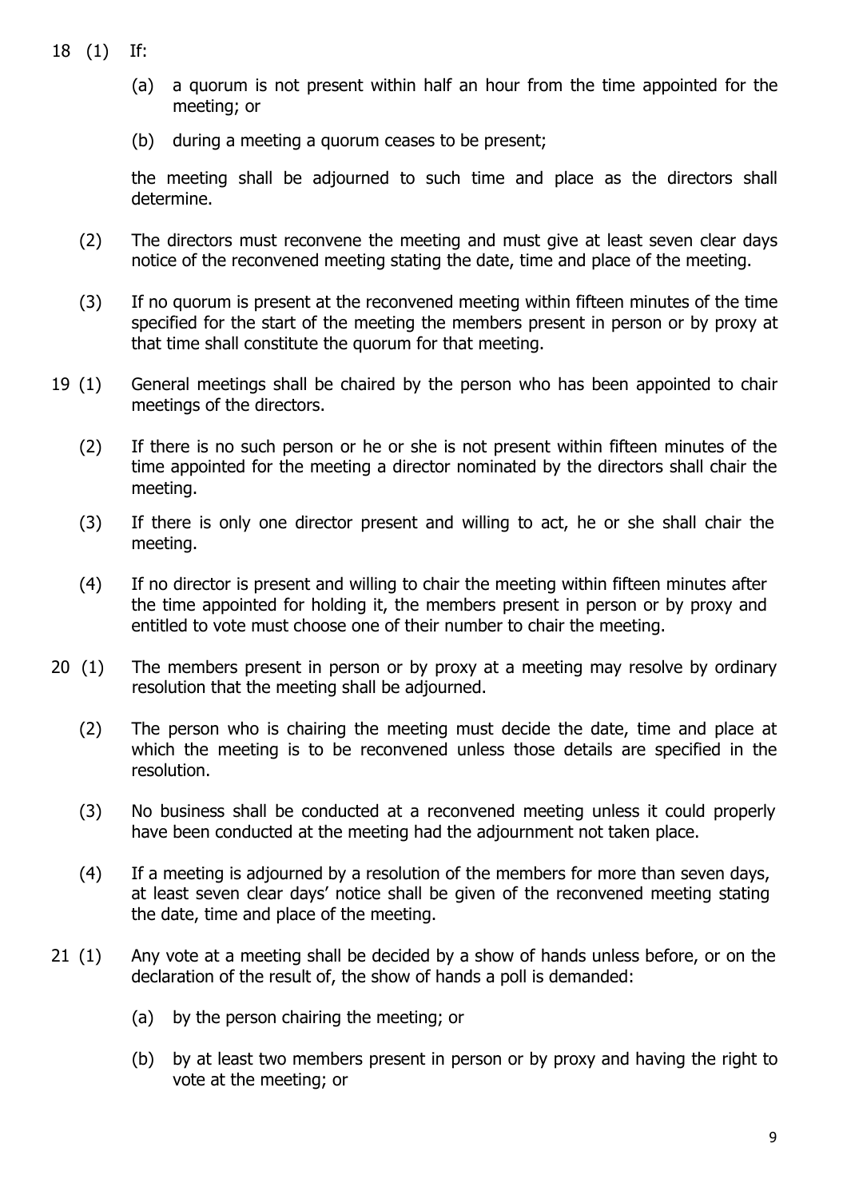18 (1) If:

   (a) a quorum is not present within half an hour from the time appointed for the meeting; or

   (b) during a meeting a quorum ceases to be present;

   the meeting shall be adjourned to such time and place as the directors shall determine.

   (2) The directors must reconvene the meeting and must give at least seven clear days notice of the reconvened meeting stating the date, time and place of the meeting.

   (3) If no quorum is present at the reconvened meeting within fifteen minutes of the time specified for the start of the meeting the members present in person or by proxy at that time shall constitute the quorum for that meeting.

19 (1) General meetings shall be chaired by the person who has been appointed to chair meetings of the directors.

   (2) If there is no such person or he or she is not present within fifteen minutes of the time appointed for the meeting a director nominated by the directors shall chair the meeting.

   (3) If there is only one director present and willing to act, he or she shall chair the meeting.

   (4) If no director is present and willing to chair the meeting within fifteen minutes after the time appointed for holding it, the members present in person or by proxy and entitled to vote must choose one of their number to chair the meeting.

20 (1) The members present in person or by proxy at a meeting may resolve by ordinary resolution that the meeting shall be adjourned.

   (2) The person who is chairing the meeting must decide the date, time and place at which the meeting is to be reconvened unless those details are specified in the resolution.

   (3) No business shall be conducted at a reconvened meeting unless it could properly have been conducted at the meeting had the adjournment not taken place.

   (4) If a meeting is adjourned by a resolution of the members for more than seven days, at least seven clear days' notice shall be given of the reconvened meeting stating the date, time and place of the meeting.

21 (1) Any vote at a meeting shall be decided by a show of hands unless before, or on the declaration of the result of, the show of hands a poll is demanded:

   (a) by the person chairing the meeting; or

   (b) by at least two members present in person or by proxy and having the right to vote at the meeting; or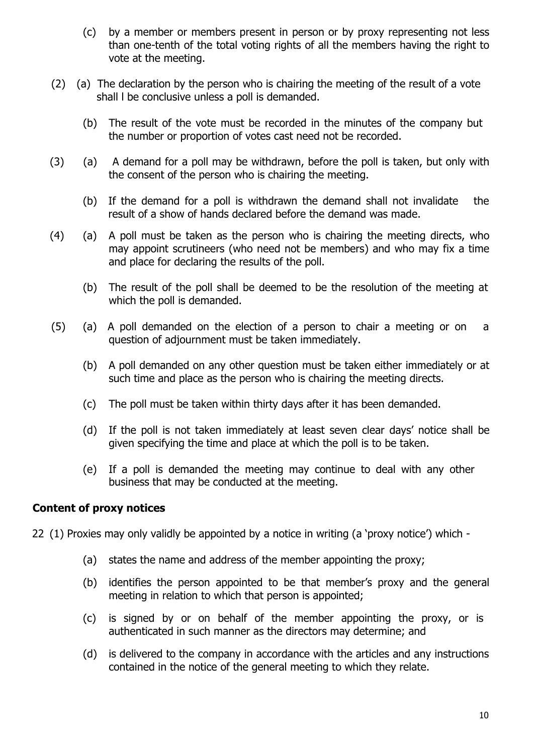(c) by a member or members present in person or by proxy representing not less than one-tenth of the total voting rights of all the members having the right to vote at the meeting.

(2) (a) The declaration by the person who is chairing the meeting of the result of a vote shall l be conclusive unless a poll is demanded.

(b) The result of the vote must be recorded in the minutes of the company but the number or proportion of votes cast need not be recorded.

(3) (a) A demand for a poll may be withdrawn, before the poll is taken, but only with the consent of the person who is chairing the meeting.

(b) If the demand for a poll is withdrawn the demand shall not invalidate the result of a show of hands declared before the demand was made.

(4) (a) A poll must be taken as the person who is chairing the meeting directs, who may appoint scrutineers (who need not be members) and who may fix a time and place for declaring the results of the poll.

(b) The result of the poll shall be deemed to be the resolution of the meeting at which the poll is demanded.

(5) (a) A poll demanded on the election of a person to chair a meeting or on a question of adjournment must be taken immediately.

(b) A poll demanded on any other question must be taken either immediately or at such time and place as the person who is chairing the meeting directs.

(c) The poll must be taken within thirty days after it has been demanded.

(d) If the poll is not taken immediately at least seven clear days' notice shall be given specifying the time and place at which the poll is to be taken.

(e) If a poll is demanded the meeting may continue to deal with any other business that may be conducted at the meeting.

**Content of proxy notices**

22 (1) Proxies may only validly be appointed by a notice in writing (a 'proxy notice') which -

(a) states the name and address of the member appointing the proxy;

(b) identifies the person appointed to be that member's proxy and the general meeting in relation to which that person is appointed;

(c) is signed by or on behalf of the member appointing the proxy, or is authenticated in such manner as the directors may determine; and

(d) is delivered to the company in accordance with the articles and any instructions contained in the notice of the general meeting to which they relate.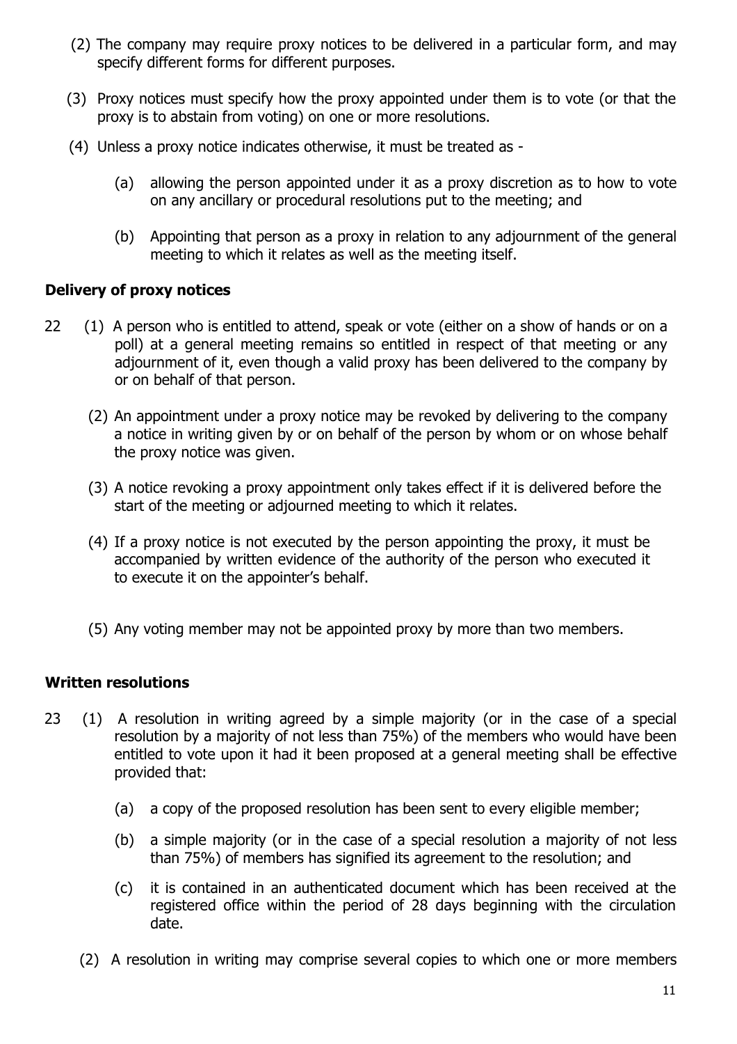(2) The company may require proxy notices to be delivered in a particular form, and may specify different forms for different purposes.

(3) Proxy notices must specify how the proxy appointed under them is to vote (or that the proxy is to abstain from voting) on one or more resolutions.

(4) Unless a proxy notice indicates otherwise, it must be treated as -

(a) allowing the person appointed under it as a proxy discretion as to how to vote on any ancillary or procedural resolutions put to the meeting; and

(b) Appointing that person as a proxy in relation to any adjournment of the general meeting to which it relates as well as the meeting itself.

**Delivery of proxy notices**

22 (1) A person who is entitled to attend, speak or vote (either on a show of hands or on a poll) at a general meeting remains so entitled in respect of that meeting or any adjournment of it, even though a valid proxy has been delivered to the company by or on behalf of that person.

(2) An appointment under a proxy notice may be revoked by delivering to the company a notice in writing given by or on behalf of the person by whom or on whose behalf the proxy notice was given.

(3) A notice revoking a proxy appointment only takes effect if it is delivered before the start of the meeting or adjourned meeting to which it relates.

(4) If a proxy notice is not executed by the person appointing the proxy, it must be accompanied by written evidence of the authority of the person who executed it to execute it on the appointer's behalf.

(5) Any voting member may not be appointed proxy by more than two members.

**Written resolutions**

23 (1) A resolution in writing agreed by a simple majority (or in the case of a special resolution by a majority of not less than 75%) of the members who would have been entitled to vote upon it had it been proposed at a general meeting shall be effective provided that:

(a) a copy of the proposed resolution has been sent to every eligible member;

(b) a simple majority (or in the case of a special resolution a majority of not less than 75%) of members has signified its agreement to the resolution; and

(c) it is contained in an authenticated document which has been received at the registered office within the period of 28 days beginning with the circulation date.

(2) A resolution in writing may comprise several copies to which one or more members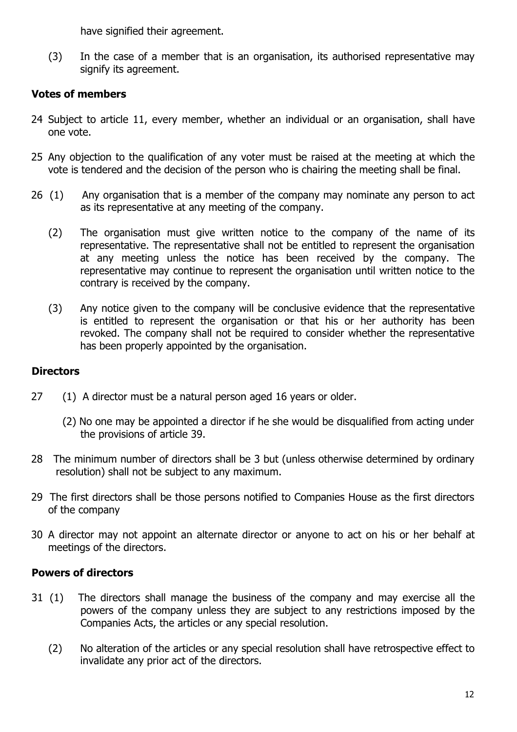have signified their agreement.

(3) In the case of a member that is an organisation, its authorised representative may signify its agreement.

**Votes of members**

24 Subject to article 11, every member, whether an individual or an organisation, shall have one vote.

25 Any objection to the qualification of any voter must be raised at the meeting at which the vote is tendered and the decision of the person who is chairing the meeting shall be final.

26 (1) Any organisation that is a member of the company may nominate any person to act as its representative at any meeting of the company.

(2) The organisation must give written notice to the company of the name of its representative. The representative shall not be entitled to represent the organisation at any meeting unless the notice has been received by the company. The representative may continue to represent the organisation until written notice to the contrary is received by the company.

(3) Any notice given to the company will be conclusive evidence that the representative is entitled to represent the organisation or that his or her authority has been revoked. The company shall not be required to consider whether the representative has been properly appointed by the organisation.

**Directors**

27 (1) A director must be a natural person aged 16 years or older.

(2) No one may be appointed a director if he she would be disqualified from acting under the provisions of article 39.

28 The minimum number of directors shall be 3 but (unless otherwise determined by ordinary resolution) shall not be subject to any maximum.

29 The first directors shall be those persons notified to Companies House as the first directors of the company

30 A director may not appoint an alternate director or anyone to act on his or her behalf at meetings of the directors.

**Powers of directors**

31 (1) The directors shall manage the business of the company and may exercise all the powers of the company unless they are subject to any restrictions imposed by the Companies Acts, the articles or any special resolution.

(2) No alteration of the articles or any special resolution shall have retrospective effect to invalidate any prior act of the directors.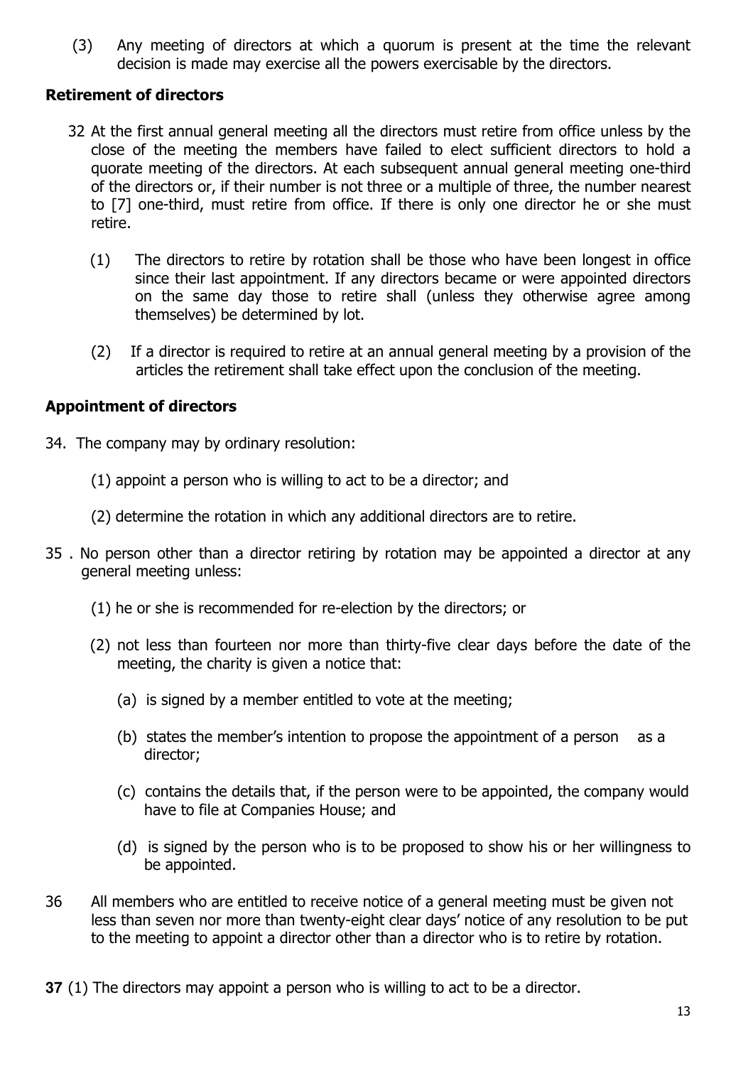(3) Any meeting of directors at which a quorum is present at the time the relevant decision is made may exercise all the powers exercisable by the directors.

**Retirement of directors**

32 At the first annual general meeting all the directors must retire from office unless by the close of the meeting the members have failed to elect sufficient directors to hold a quorate meeting of the directors. At each subsequent annual general meeting one-third of the directors or, if their number is not three or a multiple of three, the number nearest to [7] one-third, must retire from office. If there is only one director he or she must retire.

(1) The directors to retire by rotation shall be those who have been longest in office since their last appointment. If any directors became or were appointed directors on the same day those to retire shall (unless they otherwise agree among themselves) be determined by lot.

(2) If a director is required to retire at an annual general meeting by a provision of the articles the retirement shall take effect upon the conclusion of the meeting.

**Appointment of directors**

34. The company may by ordinary resolution:

(1) appoint a person who is willing to act to be a director; and

(2) determine the rotation in which any additional directors are to retire.

35 . No person other than a director retiring by rotation may be appointed a director at any general meeting unless:

(1) he or she is recommended for re-election by the directors; or

(2) not less than fourteen nor more than thirty-five clear days before the date of the meeting, the charity is given a notice that:

(a) is signed by a member entitled to vote at the meeting;

(b) states the member's intention to propose the appointment of a person as a director;

(c) contains the details that, if the person were to be appointed, the company would have to file at Companies House; and

(d) is signed by the person who is to be proposed to show his or her willingness to be appointed.

36 All members who are entitled to receive notice of a general meeting must be given not less than seven nor more than twenty-eight clear days' notice of any resolution to be put to the meeting to appoint a director other than a director who is to retire by rotation.

**37** (1) The directors may appoint a person who is willing to act to be a director.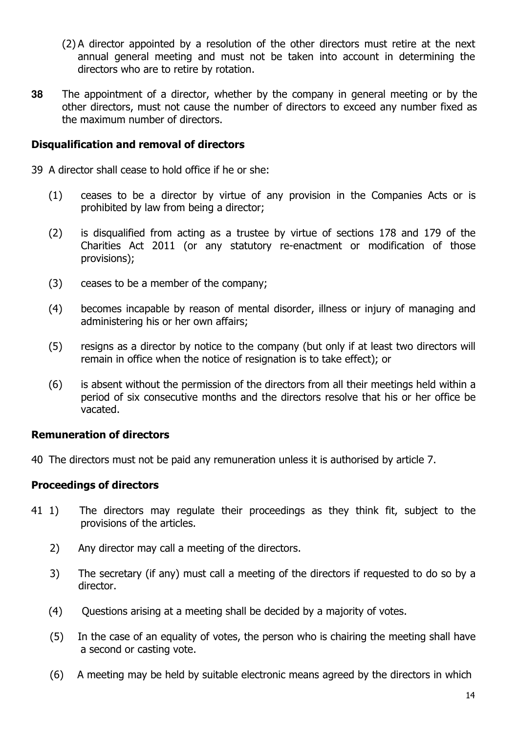(2) A director appointed by a resolution of the other directors must retire at the next annual general meeting and must not be taken into account in determining the directors who are to retire by rotation.

**38** The appointment of a director, whether by the company in general meeting or by the other directors, must not cause the number of directors to exceed any number fixed as the maximum number of directors.

### Disqualification and removal of directors

39 A director shall cease to hold office if he or she:

(1) ceases to be a director by virtue of any provision in the Companies Acts or is prohibited by law from being a director;

(2) is disqualified from acting as a trustee by virtue of sections 178 and 179 of the Charities Act 2011 (or any statutory re-enactment or modification of those provisions);

(3) ceases to be a member of the company;

(4) becomes incapable by reason of mental disorder, illness or injury of managing and administering his or her own affairs;

(5) resigns as a director by notice to the company (but only if at least two directors will remain in office when the notice of resignation is to take effect); or

(6) is absent without the permission of the directors from all their meetings held within a period of six consecutive months and the directors resolve that his or her office be vacated.

### Remuneration of directors

40 The directors must not be paid any remuneration unless it is authorised by article 7.

### Proceedings of directors

41 1) The directors may regulate their proceedings as they think fit, subject to the provisions of the articles.

2) Any director may call a meeting of the directors.

3) The secretary (if any) must call a meeting of the directors if requested to do so by a director.

(4) Questions arising at a meeting shall be decided by a majority of votes.

(5) In the case of an equality of votes, the person who is chairing the meeting shall have a second or casting vote.

(6) A meeting may be held by suitable electronic means agreed by the directors in which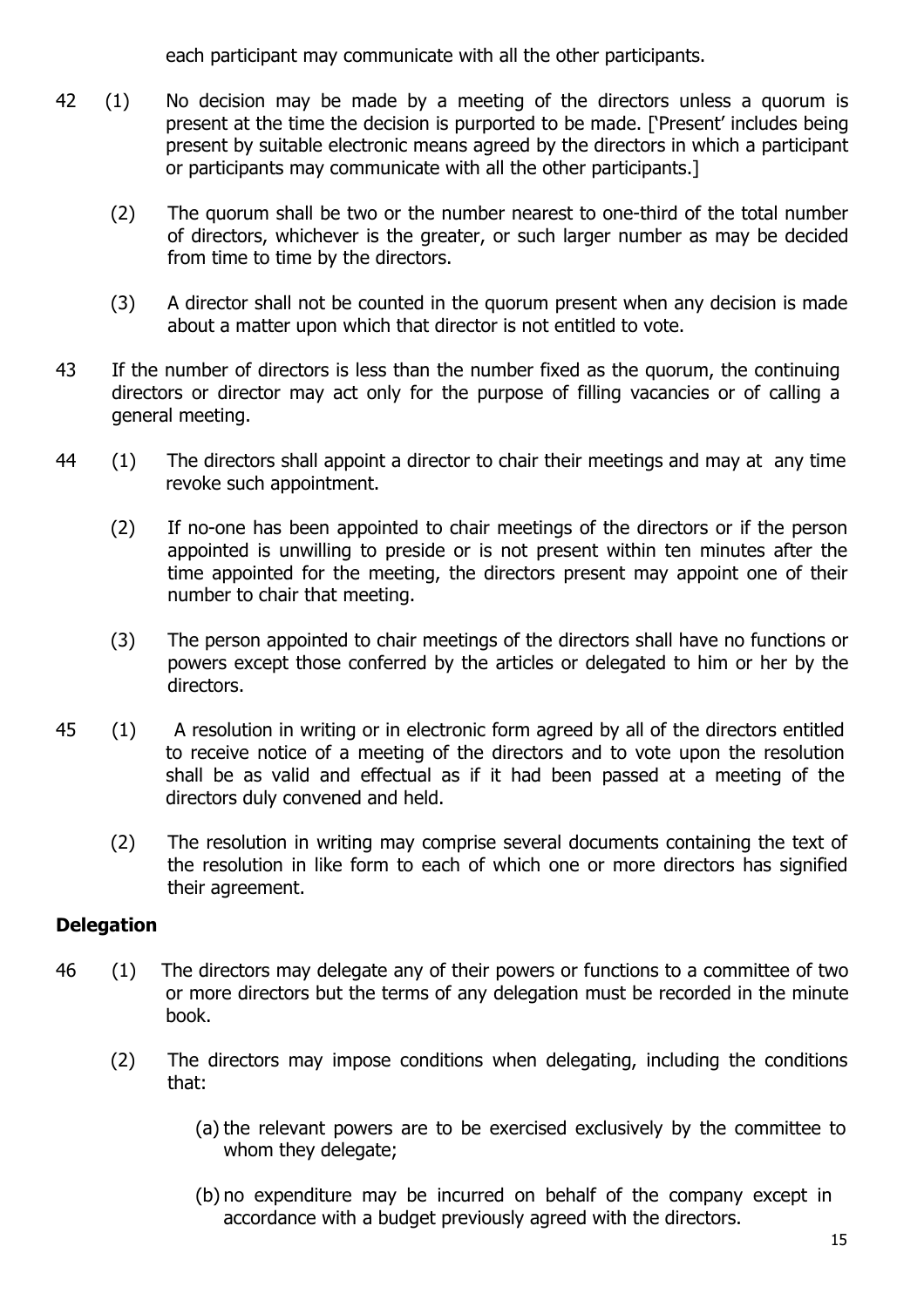each participant may communicate with all the other participants.

42 (1) No decision may be made by a meeting of the directors unless a quorum is present at the time the decision is purported to be made. ['Present' includes being present by suitable electronic means agreed by the directors in which a participant or participants may communicate with all the other participants.]

(2) The quorum shall be two or the number nearest to one-third of the total number of directors, whichever is the greater, or such larger number as may be decided from time to time by the directors.

(3) A director shall not be counted in the quorum present when any decision is made about a matter upon which that director is not entitled to vote.

43 If the number of directors is less than the number fixed as the quorum, the continuing directors or director may act only for the purpose of filling vacancies or of calling a general meeting.

44 (1) The directors shall appoint a director to chair their meetings and may at any time revoke such appointment.

(2) If no-one has been appointed to chair meetings of the directors or if the person appointed is unwilling to preside or is not present within ten minutes after the time appointed for the meeting, the directors present may appoint one of their number to chair that meeting.

(3) The person appointed to chair meetings of the directors shall have no functions or powers except those conferred by the articles or delegated to him or her by the directors.

45 (1) A resolution in writing or in electronic form agreed by all of the directors entitled to receive notice of a meeting of the directors and to vote upon the resolution shall be as valid and effectual as if it had been passed at a meeting of the directors duly convened and held.

(2) The resolution in writing may comprise several documents containing the text of the resolution in like form to each of which one or more directors has signified their agreement.

**Delegation**

46 (1) The directors may delegate any of their powers or functions to a committee of two or more directors but the terms of any delegation must be recorded in the minute book.

(2) The directors may impose conditions when delegating, including the conditions that:

(a) the relevant powers are to be exercised exclusively by the committee to whom they delegate;

(b) no expenditure may be incurred on behalf of the company except in accordance with a budget previously agreed with the directors.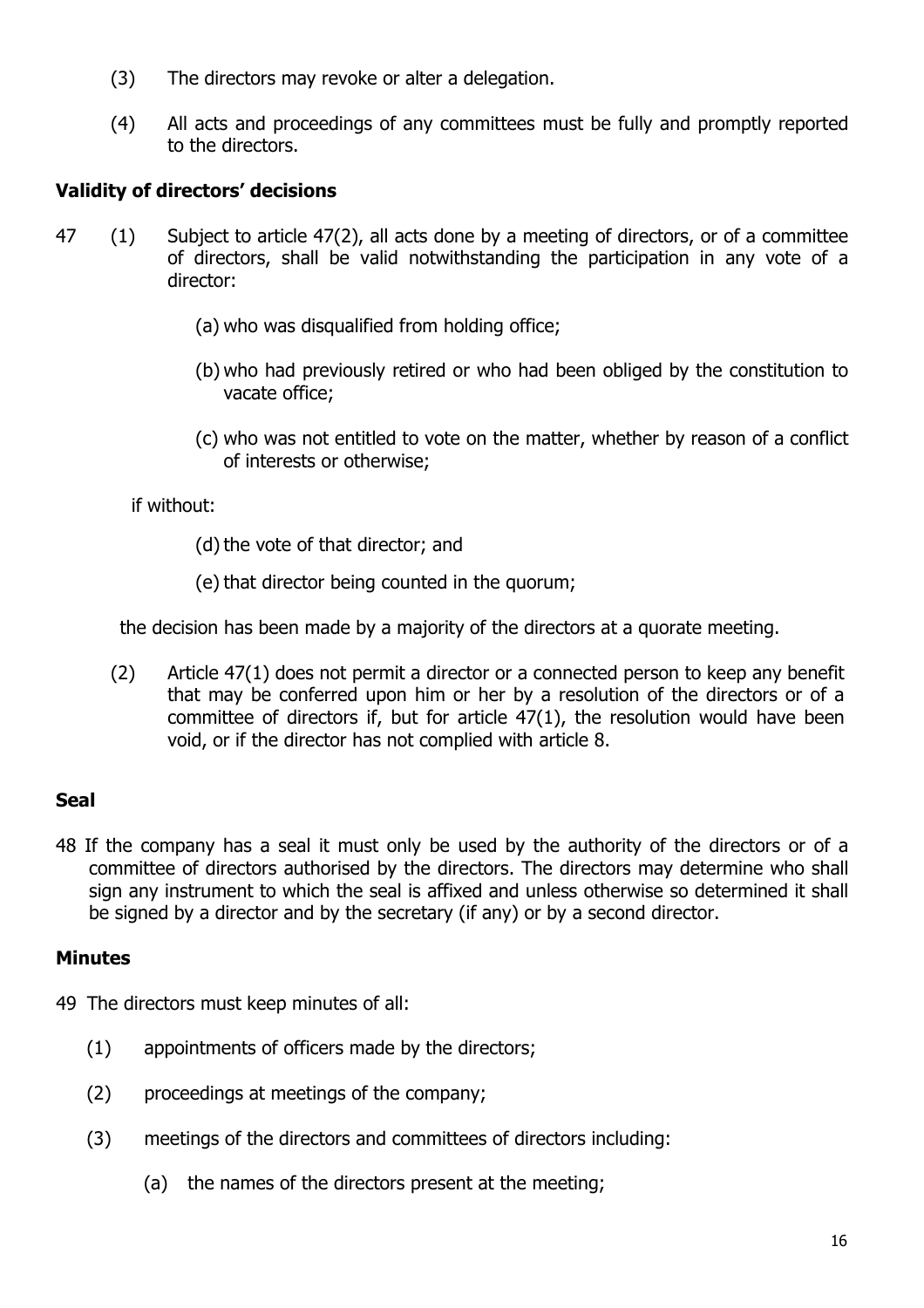(3) The directors may revoke or alter a delegation.

(4) All acts and proceedings of any committees must be fully and promptly reported to the directors.

### Validity of directors' decisions

47 (1) Subject to article 47(2), all acts done by a meeting of directors, or of a committee of directors, shall be valid notwithstanding the participation in any vote of a director:

(a) who was disqualified from holding office;

(b) who had previously retired or who had been obliged by the constitution to vacate office;

(c) who was not entitled to vote on the matter, whether by reason of a conflict of interests or otherwise;

if without:

(d) the vote of that director; and

(e) that director being counted in the quorum;

the decision has been made by a majority of the directors at a quorate meeting.

(2) Article 47(1) does not permit a director or a connected person to keep any benefit that may be conferred upon him or her by a resolution of the directors or of a committee of directors if, but for article 47(1), the resolution would have been void, or if the director has not complied with article 8.

### Seal

48 If the company has a seal it must only be used by the authority of the directors or of a committee of directors authorised by the directors. The directors may determine who shall sign any instrument to which the seal is affixed and unless otherwise so determined it shall be signed by a director and by the secretary (if any) or by a second director.

### Minutes

49 The directors must keep minutes of all:

(1) appointments of officers made by the directors;

(2) proceedings at meetings of the company;

(3) meetings of the directors and committees of directors including:

(a) the names of the directors present at the meeting;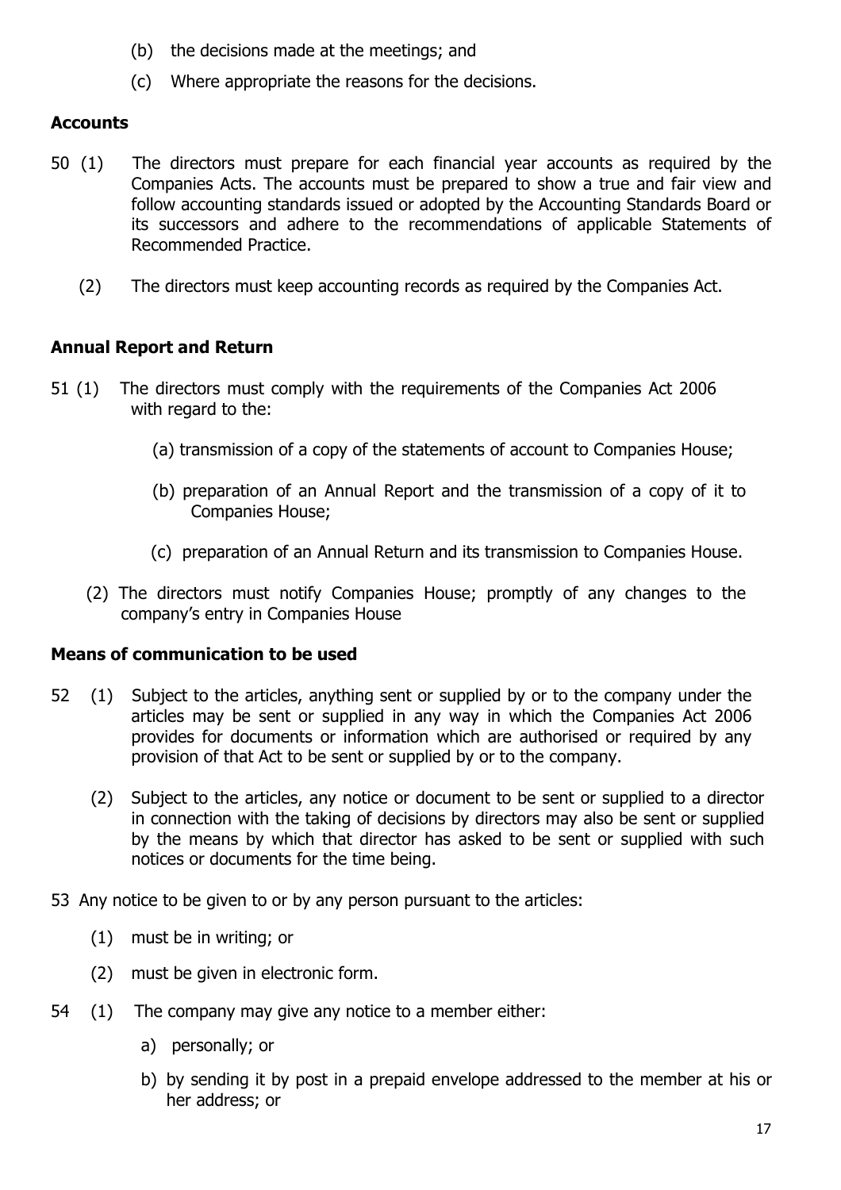(b) the decisions made at the meetings; and

(c) Where appropriate the reasons for the decisions.

**Accounts**

50 (1) The directors must prepare for each financial year accounts as required by the Companies Acts. The accounts must be prepared to show a true and fair view and follow accounting standards issued or adopted by the Accounting Standards Board or its successors and adhere to the recommendations of applicable Statements of Recommended Practice.

(2) The directors must keep accounting records as required by the Companies Act.

**Annual Report and Return**

51 (1) The directors must comply with the requirements of the Companies Act 2006 with regard to the:

(a) transmission of a copy of the statements of account to Companies House;

(b) preparation of an Annual Report and the transmission of a copy of it to Companies House;

(c) preparation of an Annual Return and its transmission to Companies House.

(2) The directors must notify Companies House; promptly of any changes to the company's entry in Companies House

**Means of communication to be used**

52 (1) Subject to the articles, anything sent or supplied by or to the company under the articles may be sent or supplied in any way in which the Companies Act 2006 provides for documents or information which are authorised or required by any provision of that Act to be sent or supplied by or to the company.

(2) Subject to the articles, any notice or document to be sent or supplied to a director in connection with the taking of decisions by directors may also be sent or supplied by the means by which that director has asked to be sent or supplied with such notices or documents for the time being.

53 Any notice to be given to or by any person pursuant to the articles:

(1) must be in writing; or

(2) must be given in electronic form.

54 (1) The company may give any notice to a member either:

a) personally; or

b) by sending it by post in a prepaid envelope addressed to the member at his or her address; or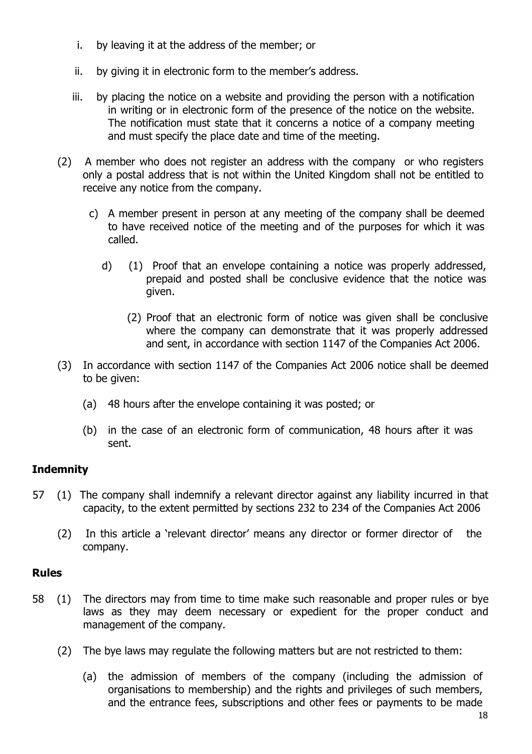i. by leaving it at the address of the member; or

ii. by giving it in electronic form to the member's address.

iii. by placing the notice on a website and providing the person with a notification in writing or in electronic form of the presence of the notice on the website. The notification must state that it concerns a notice of a company meeting and must specify the place date and time of the meeting.

(2) A member who does not register an address with the company or who registers only a postal address that is not within the United Kingdom shall not be entitled to receive any notice from the company.

c) A member present in person at any meeting of the company shall be deemed to have received notice of the meeting and of the purposes for which it was called.

d) (1) Proof that an envelope containing a notice was properly addressed, prepaid and posted shall be conclusive evidence that the notice was given.

(2) Proof that an electronic form of notice was given shall be conclusive where the company can demonstrate that it was properly addressed and sent, in accordance with section 1147 of the Companies Act 2006.

(3) In accordance with section 1147 of the Companies Act 2006 notice shall be deemed to be given:

(a) 48 hours after the envelope containing it was posted; or

(b) in the case of an electronic form of communication, 48 hours after it was sent.

**Indemnity**

57 (1) The company shall indemnify a relevant director against any liability incurred in that capacity, to the extent permitted by sections 232 to 234 of the Companies Act 2006

(2) In this article a 'relevant director' means any director or former director of the company.

**Rules**

58 (1) The directors may from time to time make such reasonable and proper rules or bye laws as they may deem necessary or expedient for the proper conduct and management of the company.

(2) The bye laws may regulate the following matters but are not restricted to them:

(a) the admission of members of the company (including the admission of organisations to membership) and the rights and privileges of such members, and the entrance fees, subscriptions and other fees or payments to be made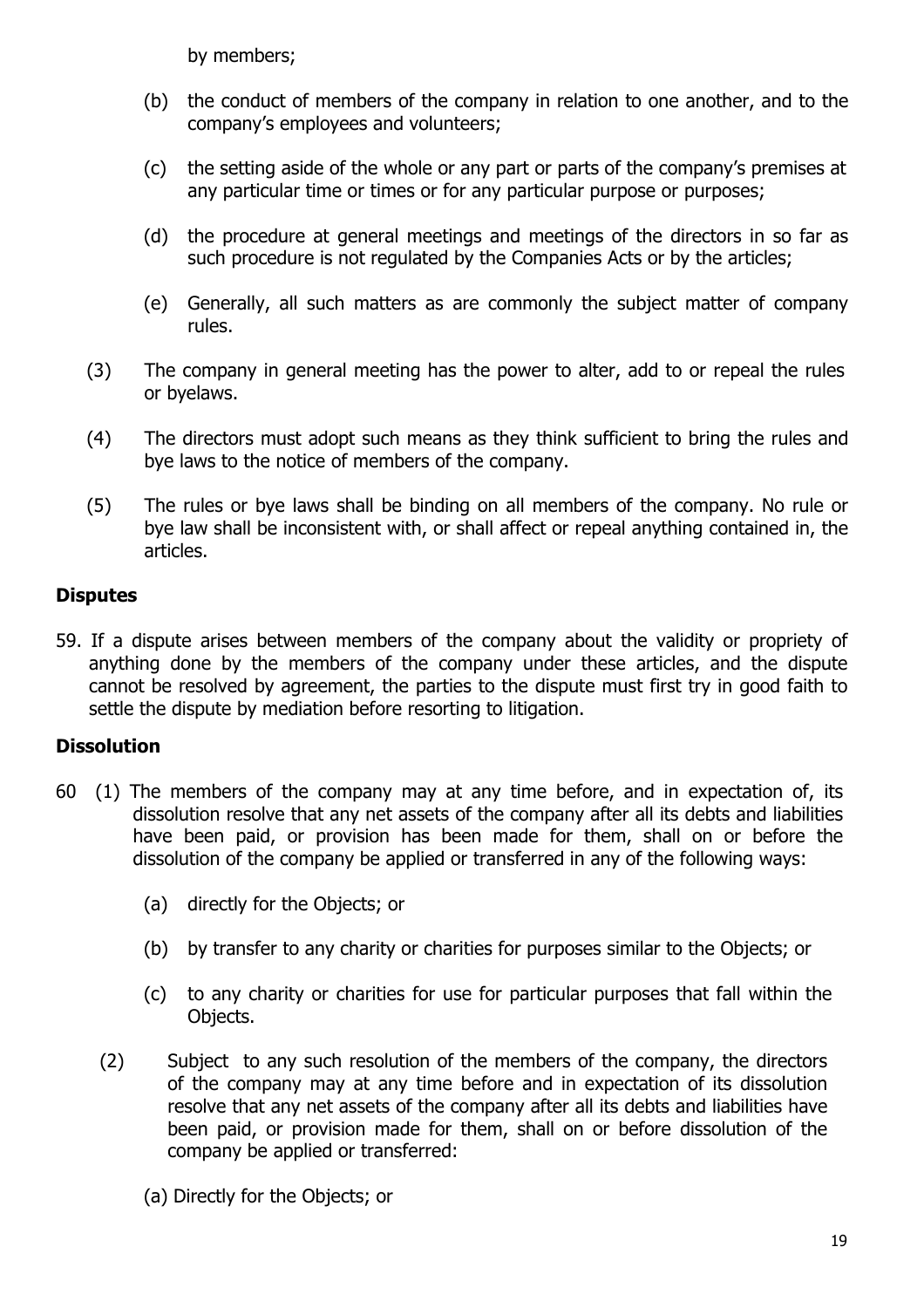by members;

(b) the conduct of members of the company in relation to one another, and to the company's employees and volunteers;

(c) the setting aside of the whole or any part or parts of the company's premises at any particular time or times or for any particular purpose or purposes;

(d) the procedure at general meetings and meetings of the directors in so far as such procedure is not regulated by the Companies Acts or by the articles;

(e) Generally, all such matters as are commonly the subject matter of company rules.

(3) The company in general meeting has the power to alter, add to or repeal the rules or byelaws.

(4) The directors must adopt such means as they think sufficient to bring the rules and bye laws to the notice of members of the company.

(5) The rules or bye laws shall be binding on all members of the company. No rule or bye law shall be inconsistent with, or shall affect or repeal anything contained in, the articles.

## Disputes

59. If a dispute arises between members of the company about the validity or propriety of anything done by the members of the company under these articles, and the dispute cannot be resolved by agreement, the parties to the dispute must first try in good faith to settle the dispute by mediation before resorting to litigation.

## Dissolution

60 (1) The members of the company may at any time before, and in expectation of, its dissolution resolve that any net assets of the company after all its debts and liabilities have been paid, or provision has been made for them, shall on or before the dissolution of the company be applied or transferred in any of the following ways:

(a) directly for the Objects; or

(b) by transfer to any charity or charities for purposes similar to the Objects; or

(c) to any charity or charities for use for particular purposes that fall within the Objects.

(2) Subject to any such resolution of the members of the company, the directors of the company may at any time before and in expectation of its dissolution resolve that any net assets of the company after all its debts and liabilities have been paid, or provision made for them, shall on or before dissolution of the company be applied or transferred:

(a) Directly for the Objects; or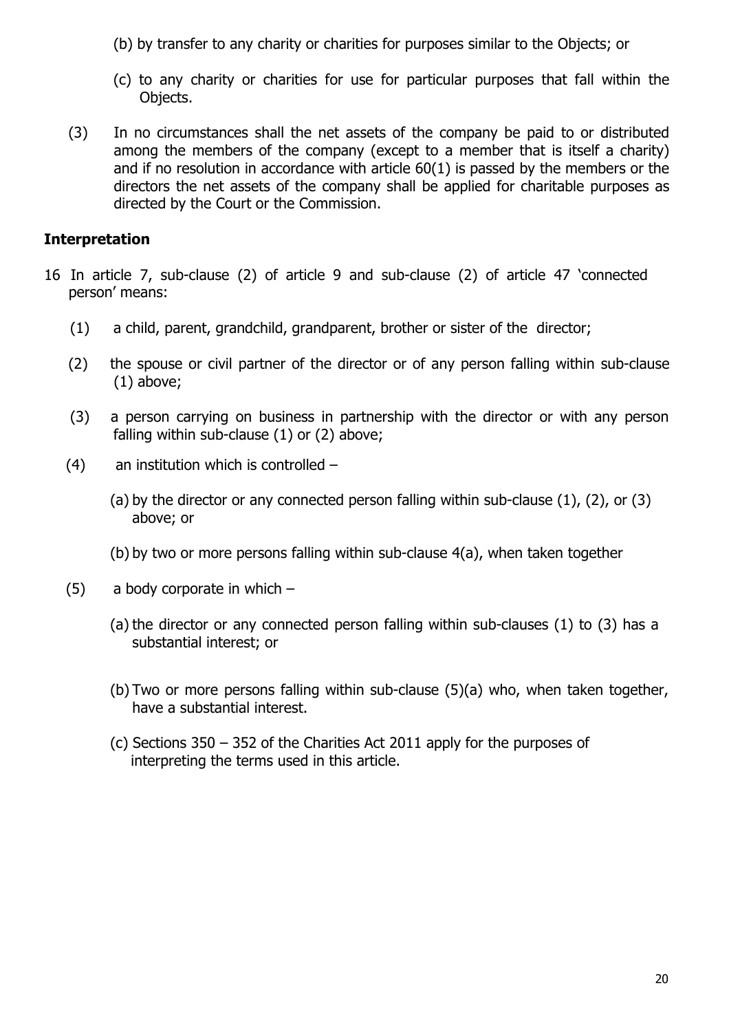(b) by transfer to any charity or charities for purposes similar to the Objects; or

(c) to any charity or charities for use for particular purposes that fall within the Objects.

(3) In no circumstances shall the net assets of the company be paid to or distributed among the members of the company (except to a member that is itself a charity) and if no resolution in accordance with article 60(1) is passed by the members or the directors the net assets of the company shall be applied for charitable purposes as directed by the Court or the Commission.

## Interpretation

16 In article 7, sub-clause (2) of article 9 and sub-clause (2) of article 47 'connected person' means:

(1) a child, parent, grandchild, grandparent, brother or sister of the director;

(2) the spouse or civil partner of the director or of any person falling within sub-clause (1) above;

(3) a person carrying on business in partnership with the director or with any person falling within sub-clause (1) or (2) above;

(4) an institution which is controlled –

(a) by the director or any connected person falling within sub-clause (1), (2), or (3) above; or

(b) by two or more persons falling within sub-clause 4(a), when taken together

(5) a body corporate in which –

(a) the director or any connected person falling within sub-clauses (1) to (3) has a substantial interest; or

(b) Two or more persons falling within sub-clause (5)(a) who, when taken together, have a substantial interest.

(c) Sections 350 – 352 of the Charities Act 2011 apply for the purposes of interpreting the terms used in this article.